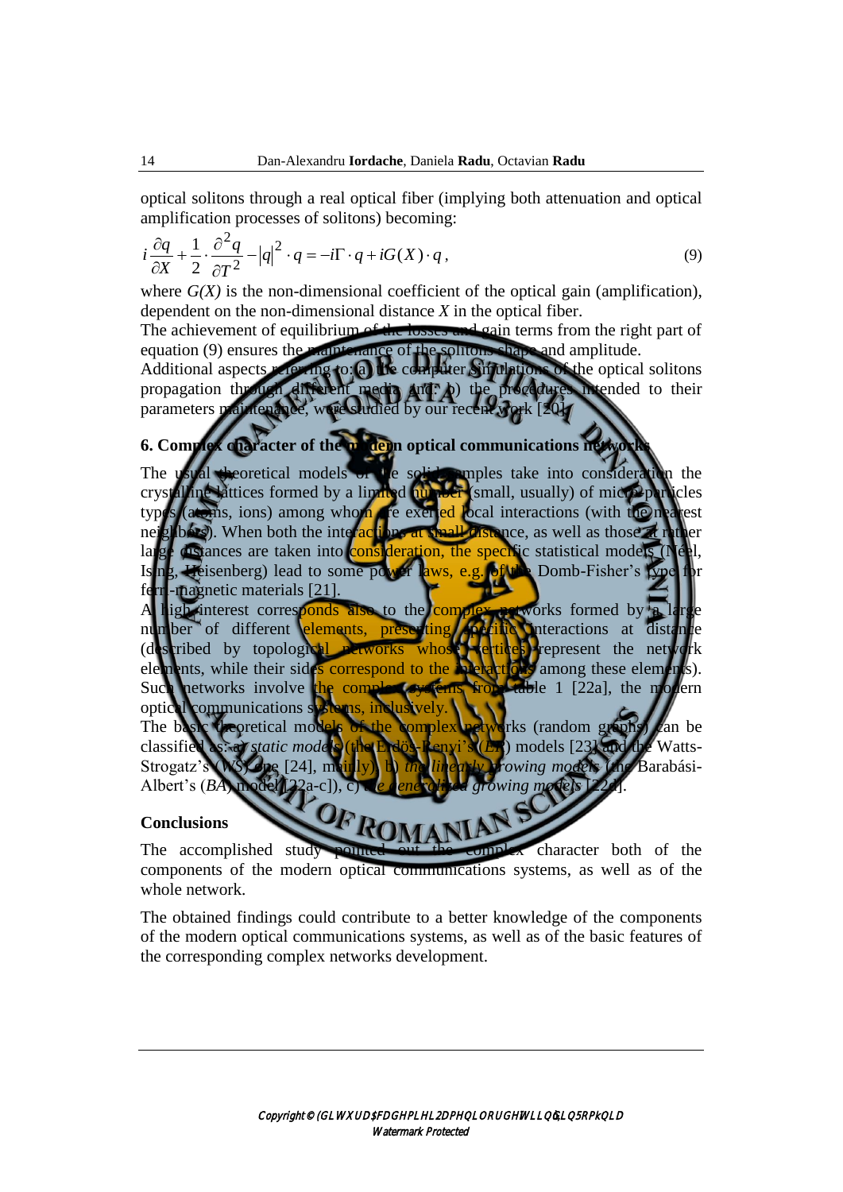optical solitons through a real optical fiber (implying both attenuation and optical amplification processes of solitons) becoming:

$$i\frac{\partial q}{\partial X}+\frac{1}{2}\cdot\frac{\partial^2 q}{\partial T^2}-|q|^2\cdot q=-i\Gamma\cdot q+iG(X)\cdot q\,, \tag{9}$$

where $G(X)$ is the non-dimensional coefficient of the optical gain (amplification), dependent on the non-dimensional distance $X$ in the optical fiber.

The achievement of equilibrium of the losses and gain terms from the right part of equation (9) ensures the maintenance of the solitons shape and amplitude.

Additional aspects referring to: (a) the computer simulations of the optical solitons propagation through different media and (b) the procedures intended to their parameters maintenance, were studied by our recent work [20].

## 6. Complex character of the modern optical communications networks

The usual theoretical models of the solid samples take into consideration the crystalline lattices formed by a limited number (small, usually) of micro-particles types (atoms, ions) among whom are exerted local interactions (with the nearest neighbors). When both the interactions at small distance, as well as those at rather large distances are taken into consideration, the specific statistical models (Néel, Ising, Heisenberg) lead to some power laws, e.g. of the Domb-Fisher's type for ferro-magnetic materials [21].

A high interest corresponds also to the complex networks formed by a large number of different elements, presenting specific interactions at distance (described by topological networks whose vertices represent the network elements, while their sides correspond to the interactions among these elements). Such networks involve the complex systems from table 1 [22a], the modern optical communications systems, inclusively.

The basic theoretical models of the complex networks (random graphs) can be classified as: a) *static models* (the Erdös-Renyi's (*ER*) models [23] and the Watts-Strogatz's (*WS*) one [24], mainly), b) *the linearly growing models* (the Barabási-Albert's (*BA*) model [22a-c]), c) *the generalized growing models* [22d].

## Conclusions

The accomplished study pointed out the complex character both of the components of the modern optical communications systems, as well as of the whole network.

The obtained findings could contribute to a better knowledge of the components of the modern optical communications systems, as well as of the basic features of the corresponding complex networks development.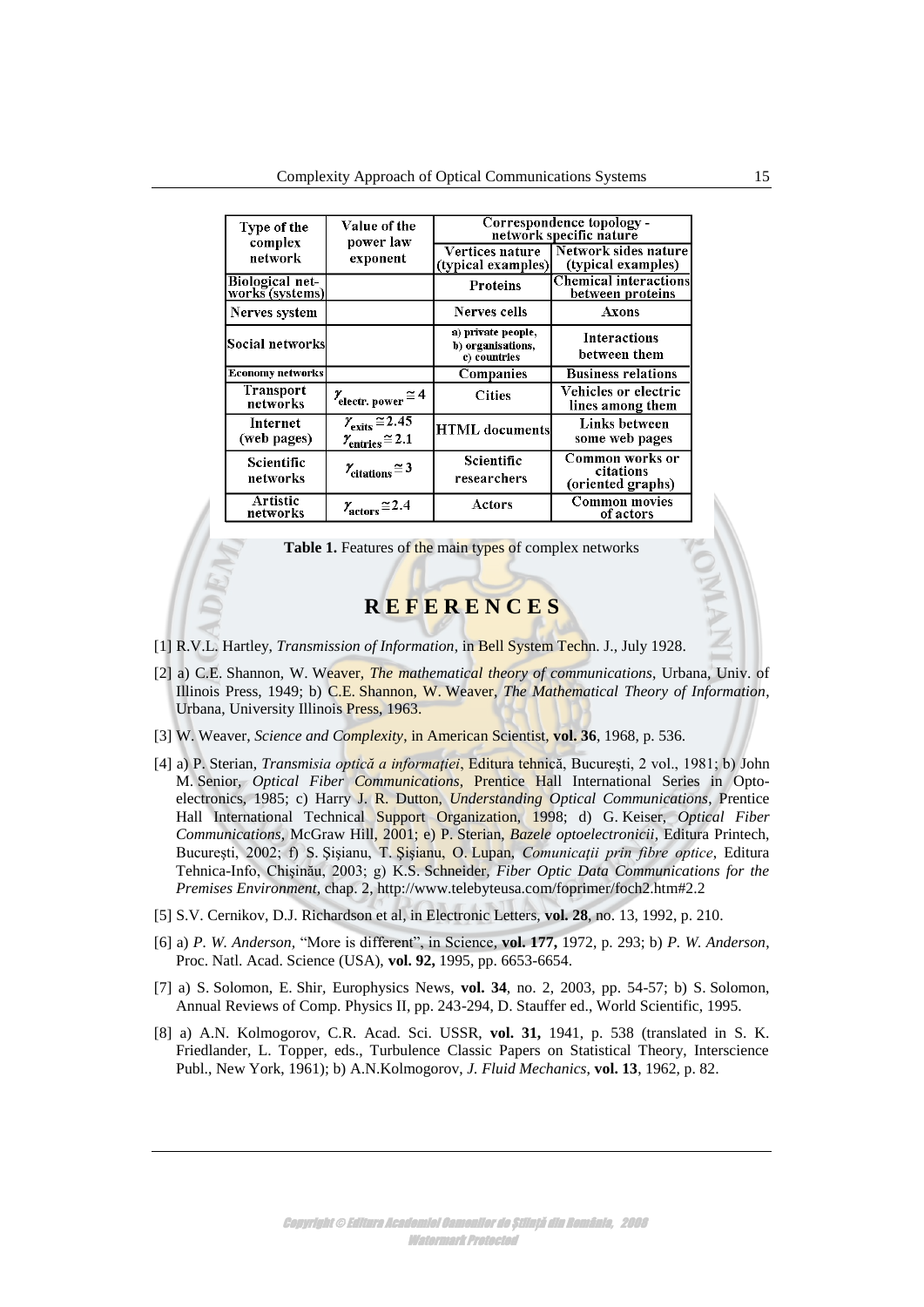| Type of the complex network | Value of the power law exponent | Correspondence topology - network specific nature | |
|---|---|---|---|
| | | Vertices nature (typical examples) | Network sides nature (typical examples) |
| Biological networks (systems) | | Proteins | Chemical interactions between proteins |
| Nerves system | | Nerves cells | Axons |
| Social networks | | a) private people, b) organisations, c) countries | Interactions between them |
| Economy networks | | Companies | Business relations |
| Transport networks | $\gamma_{\text{electr. power}} \cong 4$ | Cities | Vehicles or electric lines among them |
| Internet (web pages) | $\gamma_{\text{exits}} \cong 2.45$ $\gamma_{\text{entries}} \cong 2.1$ | HTML documents | Links between some web pages |
| Scientific networks | $\gamma_{\text{citations}} \cong 3$ | Scientific researchers | Common works or citations (oriented graphs) |
| Artistic networks | $\gamma_{\text{actors}} \cong 2.4$ | Actors | Common movies of actors |

**Table 1.** Features of the main types of complex networks

## REFERENCES

[1] R.V.L. Hartley, *Transmission of Information*, in Bell System Techn. J., July 1928.

[2] a) C.E. Shannon, W. Weaver, *The mathematical theory of communications*, Urbana, Univ. of Illinois Press, 1949; b) C.E. Shannon, W. Weaver, *The Mathematical Theory of Information*, Urbana, University Illinois Press, 1963.

[3] W. Weaver, *Science and Complexity*, in American Scientist, **vol. 36**, 1968, p. 536.

[4] a) P. Sterian, *Transmisia optică a informaţiei*, Editura tehnică, Bucureşti, 2 vol., 1981; b) John M. Senior, *Optical Fiber Communications*, Prentice Hall International Series in Optoelectronics, 1985; c) Harry J. R. Dutton, *Understanding Optical Communications*, Prentice Hall International Technical Support Organization, 1998; d) G. Keiser, *Optical Fiber Communications*, McGraw Hill, 2001; e) P. Sterian, *Bazele optoelectronicii*, Editura Printech, Bucureşti, 2002; f) S. Şişianu, T. Şişianu, O. Lupan, *Comunicaţii prin fibre optice*, Editura Tehnica-Info, Chişinău, 2003; g) K.S. Schneider, *Fiber Optic Data Communications for the Premises Environment*, chap. 2, http://www.telebyteusa.com/foprimer/foch2.htm#2.2

[5] S.V. Cernikov, D.J. Richardson et al, in Electronic Letters, **vol. 28**, no. 13, 1992, p. 210.

[6] a) *P. W. Anderson*, "More is different", in Science, **vol. 177,** 1972, p. 293; b) *P. W. Anderson*, Proc. Natl. Acad. Science (USA), **vol. 92,** 1995, pp. 6653-6654.

[7] a) S. Solomon, E. Shir, Europhysics News, **vol. 34**, no. 2, 2003, pp. 54-57; b) S. Solomon, Annual Reviews of Comp. Physics II, pp. 243-294, D. Stauffer ed., World Scientific, 1995.

[8] a) A.N. Kolmogorov, C.R. Acad. Sci. USSR, **vol. 31,** 1941, p. 538 (translated in S. K. Friedlander, L. Topper, eds., Turbulence Classic Papers on Statistical Theory, Interscience Publ., New York, 1961); b) A.N.Kolmogorov, *J. Fluid Mechanics*, **vol. 13**, 1962, p. 82.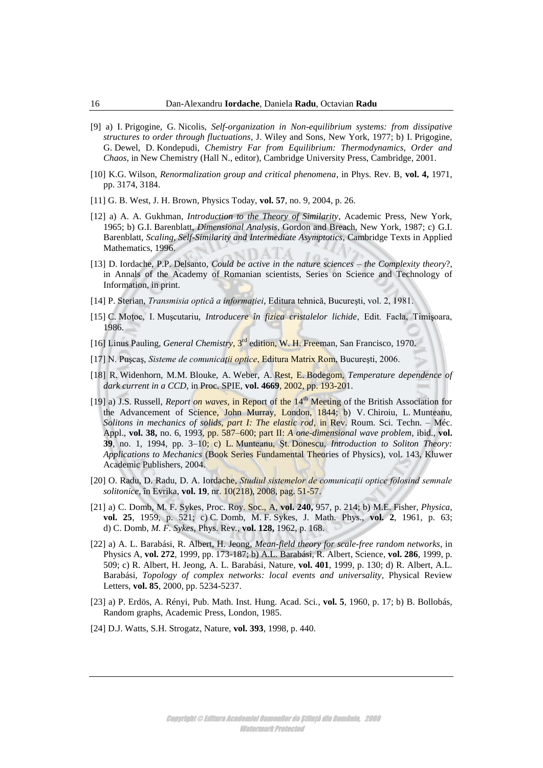[9] a) I. Prigogine, G. Nicolis, *Self-organization in Non-equilibrium systems: from dissipative structures to order through fluctuations*, J. Wiley and Sons, New York, 1977; b) I. Prigogine, G. Dewel, D. Kondepudi, *Chemistry Far from Equilibrium: Thermodynamics, Order and Chaos*, in New Chemistry (Hall N., editor), Cambridge University Press, Cambridge, 2001.

[10] K.G. Wilson, *Renormalization group and critical phenomena*, in Phys. Rev. B, **vol. 4,** 1971, pp. 3174, 3184.

[11] G. B. West, J. H. Brown, Physics Today, **vol. 57**, no. 9, 2004, p. 26.

[12] a) A. A. Gukhman, *Introduction to the Theory of Similarity*, Academic Press, New York, 1965; b) G.I. Barenblatt, *Dimensional Analysis*, Gordon and Breach, New York, 1987; c) G.I. Barenblatt, *Scaling, Self-Similarity and Intermediate Asymptotics*, Cambridge Texts in Applied Mathematics, 1996.

[13] D. Iordache, P.P. Delsanto, *Could be active in the nature sciences – the Complexity theory*?, in Annals of the Academy of Romanian scientists, Series on Science and Technology of Information, in print.

[14] P. Sterian, *Transmisia optică a informației*, Editura tehnică, București, vol. 2, 1981.

[15] C. Moțoc, I. Mușcutariu, *Introducere în fizica cristalelor lichide*, Edit. Facla, Timişoara, 1986.

[16] Linus Pauling, *General Chemistry*, 3rd edition, W. H. Freeman, San Francisco, 1970.

[17] N. Pușcaș, *Sisteme de comunicații optice*, Editura Matrix Rom, București, 2006.

[18] R. Widenhorn, M.M. Blouke, A. Weber, A. Rest, E. Bodegom, *Temperature dependence of dark current in a CCD*, in Proc. SPIE, **vol. 4669**, 2002, pp. 193-201.

[19] a) J.S. Russell, *Report on waves*, in Report of the 14th Meeting of the British Association for the Advancement of Science, John Murray, London, 1844; b) V. Chiroiu, L. Munteanu, *Solitons in mechanics of solids, part I: The elastic rod*, in Rev. Roum. Sci. Techn. – Méc. Appl., **vol. 38,** no. 6, 1993, pp. 587–600; part II: *A one-dimensional wave problem*, ibid., **vol. 39**, no. 1, 1994, pp. 3–10; c) L. Munteanu, Șt. Donescu, *Introduction to Soliton Theory: Applications to Mechanics* (Book Series Fundamental Theories of Physics), vol. 143, Kluwer Academic Publishers, 2004.

[20] O. Radu, D. Radu, D. A. Iordache, *Studiul sistemelor de comunicații optice folosind semnale solitonice*, în Evrika, **vol. 19**, nr. 10(218), 2008, pag. 51-57.

[21] a) C. Domb, M. F. Sykes, Proc. Roy. Soc., A, **vol. 240,** 957, p. 214; b) M.E. Fisher, *Physica*, **vol. 25**, 1959, p. 521; c) C. Domb, M. F. Sykes, J. Math. Phys., **vol. 2**, 1961, p. 63; d) C. Domb, *M. F. Sykes*, Phys. Rev., **vol. 128,** 1962, p. 168.

[22] a) A. L. Barabási, R. Albert, H. Jeong, *Mean-field theory for scale-free random networks*, in Physics A, **vol. 272**, 1999, pp. 173-187; b) A.L. Barabási, R. Albert, Science, **vol. 286**, 1999, p. 509; c) R. Albert, H. Jeong, A. L. Barabási, Nature, **vol. 401**, 1999, p. 130; d) R. Albert, A.L. Barabási, *Topology of complex networks: local events and universality*, Physical Review Letters, **vol. 85**, 2000, pp. 5234-5237.

[23] a) P. Erdös, A. Rényi, Pub. Math. Inst. Hung. Acad. Sci., **vol. 5**, 1960, p. 17; b) B. Bollobás, Random graphs, Academic Press, London, 1985.

[24] D.J. Watts, S.H. Strogatz, Nature, **vol. 393**, 1998, p. 440.